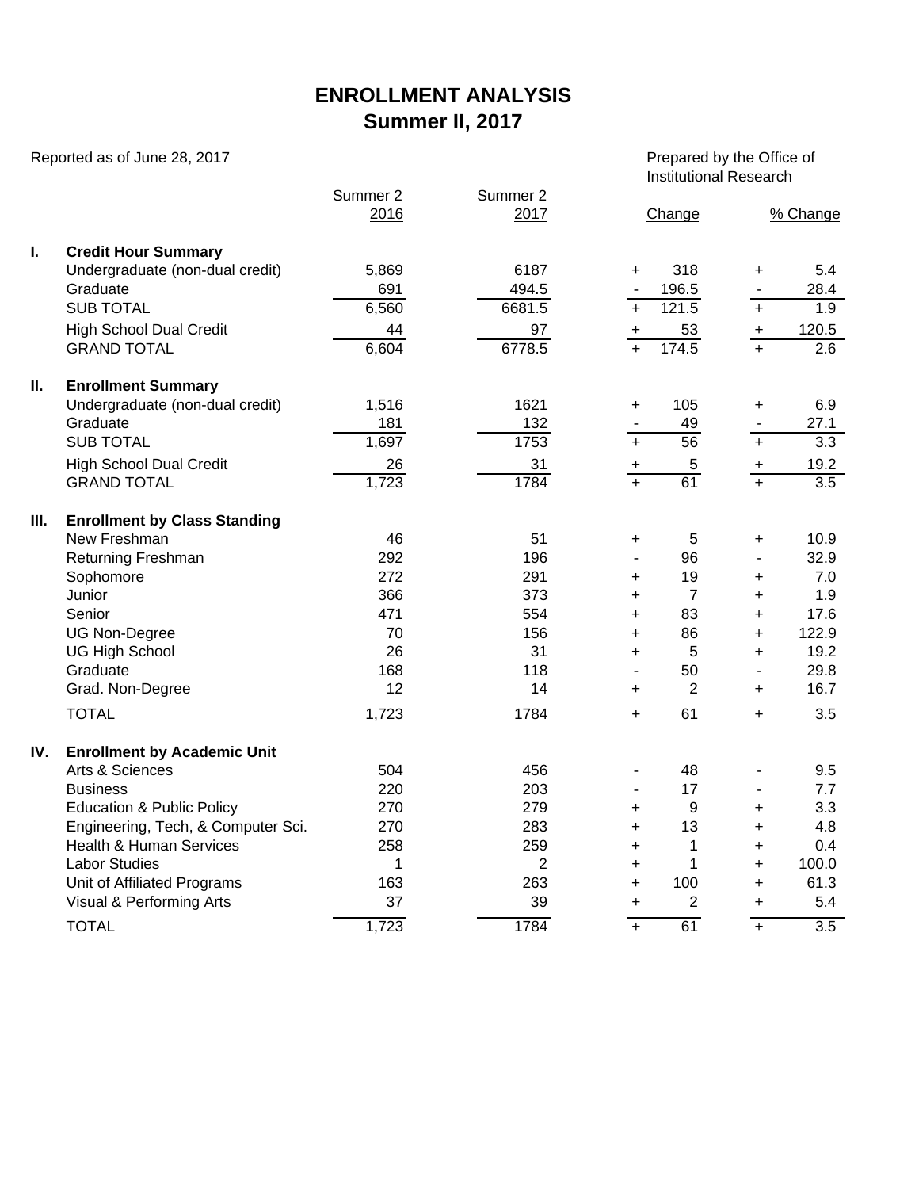# ENROLLMENT ANALYSIS
## Summer II, 2017

Reported as of June 28, 2017

Prepared by the Office of Institutional Research

| | | Summer 2 2016 | Summer 2 2017 | | Change | | % Change |
|---|---|---|---|---|---|---|---|
| **I.** | **Credit Hour Summary** | | | | | | |
| | Undergraduate (non-dual credit) | 5,869 | 6187 | + | 318 | + | 5.4 |
| | Graduate | 691 | 494.5 | - | 196.5 | - | 28.4 |
| | SUB TOTAL | 6,560 | 6681.5 | + | 121.5 | + | 1.9 |
| | High School Dual Credit | 44 | 97 | + | 53 | + | 120.5 |
| | GRAND TOTAL | 6,604 | 6778.5 | + | 174.5 | + | 2.6 |
| **II.** | **Enrollment Summary** | | | | | | |
| | Undergraduate (non-dual credit) | 1,516 | 1621 | + | 105 | + | 6.9 |
| | Graduate | 181 | 132 | - | 49 | - | 27.1 |
| | SUB TOTAL | 1,697 | 1753 | + | 56 | + | 3.3 |
| | High School Dual Credit | 26 | 31 | + | 5 | + | 19.2 |
| | GRAND TOTAL | 1,723 | 1784 | + | 61 | + | 3.5 |
| **III.** | **Enrollment by Class Standing** | | | | | | |
| | New Freshman | 46 | 51 | + | 5 | + | 10.9 |
| | Returning Freshman | 292 | 196 | - | 96 | - | 32.9 |
| | Sophomore | 272 | 291 | + | 19 | + | 7.0 |
| | Junior | 366 | 373 | + | 7 | + | 1.9 |
| | Senior | 471 | 554 | + | 83 | + | 17.6 |
| | UG Non-Degree | 70 | 156 | + | 86 | + | 122.9 |
| | UG High School | 26 | 31 | + | 5 | + | 19.2 |
| | Graduate | 168 | 118 | - | 50 | - | 29.8 |
| | Grad. Non-Degree | 12 | 14 | + | 2 | + | 16.7 |
| | TOTAL | 1,723 | 1784 | + | 61 | + | 3.5 |
| **IV.** | **Enrollment by Academic Unit** | | | | | | |
| | Arts & Sciences | 504 | 456 | - | 48 | - | 9.5 |
| | Business | 220 | 203 | - | 17 | - | 7.7 |
| | Education & Public Policy | 270 | 279 | + | 9 | + | 3.3 |
| | Engineering, Tech, & Computer Sci. | 270 | 283 | + | 13 | + | 4.8 |
| | Health & Human Services | 258 | 259 | + | 1 | + | 0.4 |
| | Labor Studies | 1 | 2 | + | 1 | + | 100.0 |
| | Unit of Affiliated Programs | 163 | 263 | + | 100 | + | 61.3 |
| | Visual & Performing Arts | 37 | 39 | + | 2 | + | 5.4 |
| | TOTAL | 1,723 | 1784 | + | 61 | + | 3.5 |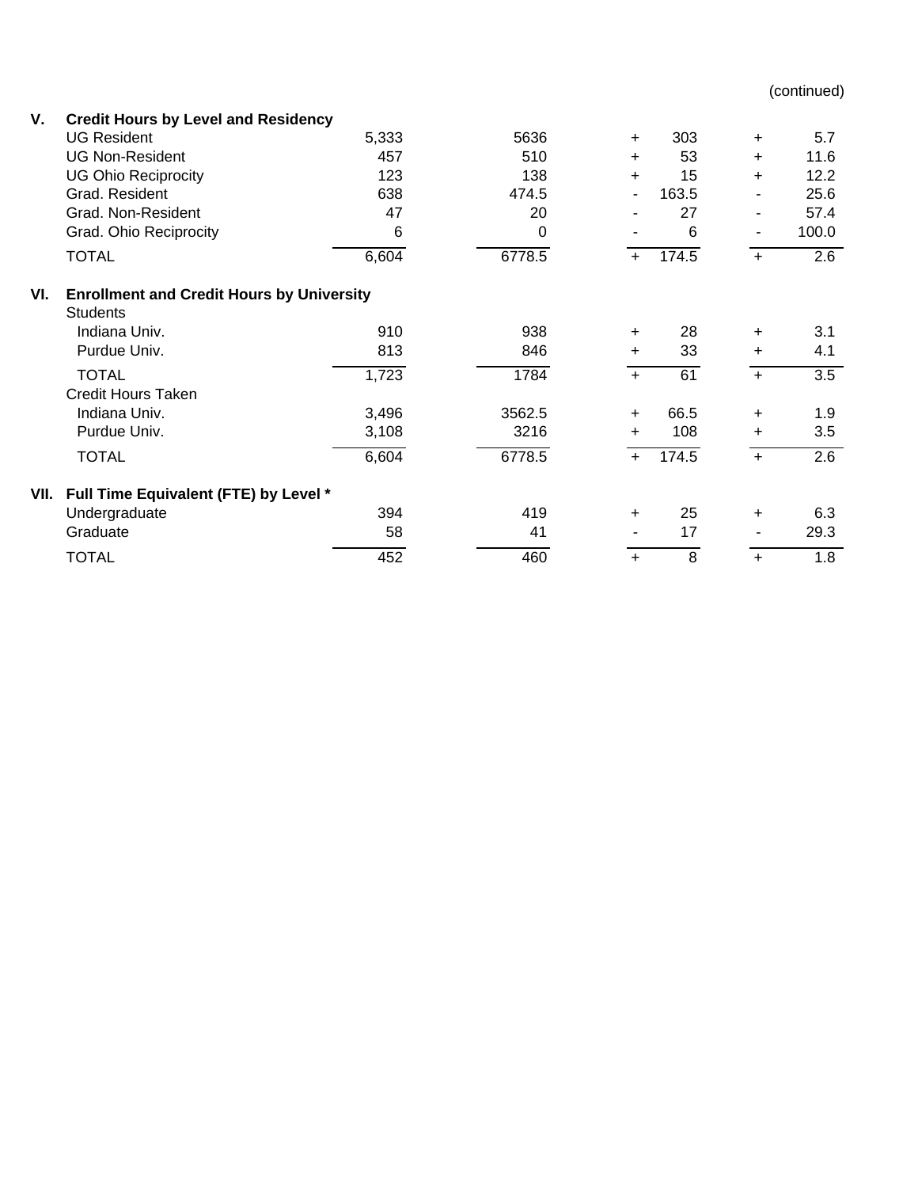(continued)

| | | | | | | |
|---|---|---|---|---|---|---|
| **V.** | **Credit Hours by Level and Residency** | | | | | |
| | UG Resident | 5,333 | 5636 | + 303 | + | 5.7 |
| | UG Non-Resident | 457 | 510 | + 53 | + | 11.6 |
| | UG Ohio Reciprocity | 123 | 138 | + 15 | + | 12.2 |
| | Grad. Resident | 638 | 474.5 | - 163.5 | - | 25.6 |
| | Grad. Non-Resident | 47 | 20 | - 27 | - | 57.4 |
| | Grad. Ohio Reciprocity | 6 | 0 | - 6 | - | 100.0 |
| | TOTAL | 6,604 | 6778.5 | + 174.5 | + | 2.6 |
| **VI.** | **Enrollment and Credit Hours by University** | | | | | |
| | Students | | | | | |
| | Indiana Univ. | 910 | 938 | + 28 | + | 3.1 |
| | Purdue Univ. | 813 | 846 | + 33 | + | 4.1 |
| | TOTAL | 1,723 | 1784 | + 61 | + | 3.5 |
| | Credit Hours Taken | | | | | |
| | Indiana Univ. | 3,496 | 3562.5 | + 66.5 | + | 1.9 |
| | Purdue Univ. | 3,108 | 3216 | + 108 | + | 3.5 |
| | TOTAL | 6,604 | 6778.5 | + 174.5 | + | 2.6 |
| **VII.** | **Full Time Equivalent (FTE) by Level *** | | | | | |
| | Undergraduate | 394 | 419 | + 25 | + | 6.3 |
| | Graduate | 58 | 41 | - 17 | - | 29.3 |
| | TOTAL | 452 | 460 | + 8 | + | 1.8 |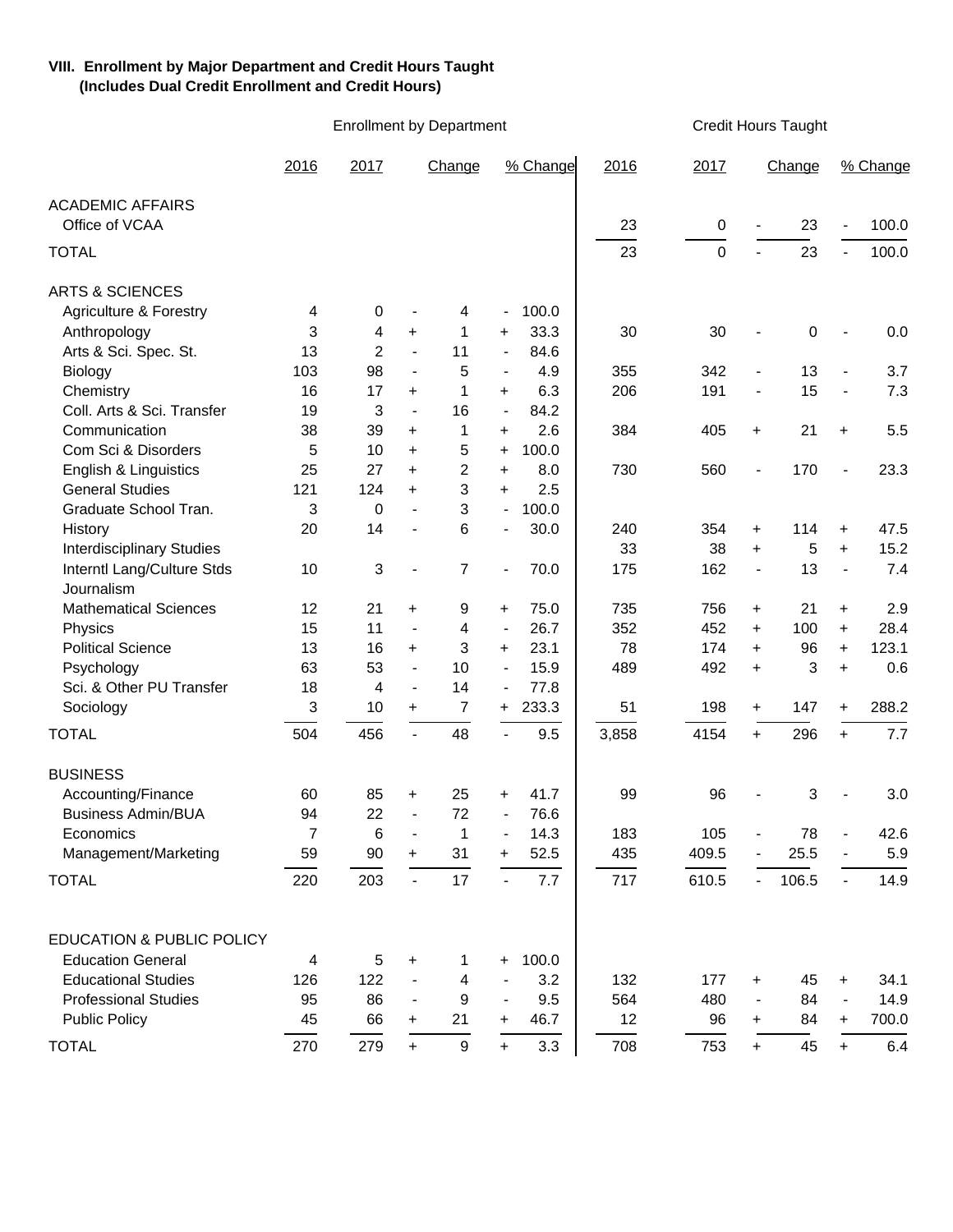**VIII. Enrollment by Major Department and Credit Hours Taught (Includes Dual Credit Enrollment and Credit Hours)**

| | Enrollment by Department | | | | | | Credit Hours Taught | | | | | |
|---|---|---|---|---|---|---|---|---|---|---|---|---|
| | 2016 | 2017 | | Change | | % Change | 2016 | 2017 | | Change | | % Change |
| **ACADEMIC AFFAIRS** | | | | | | | | | | | | |
| Office of VCAA | | | | | | | 23 | 0 | - | 23 | - | 100.0 |
| **TOTAL** | | | | | | | 23 | 0 | - | 23 | - | 100.0 |
| **ARTS & SCIENCES** | | | | | | | | | | | | |
| Agriculture & Forestry | 4 | 0 | - | 4 | - | 100.0 | | | | | | |
| Anthropology | 3 | 4 | + | 1 | + | 33.3 | 30 | 30 | - | 0 | - | 0.0 |
| Arts & Sci. Spec. St. | 13 | 2 | - | 11 | - | 84.6 | | | | | | |
| Biology | 103 | 98 | - | 5 | - | 4.9 | 355 | 342 | - | 13 | - | 3.7 |
| Chemistry | 16 | 17 | + | 1 | + | 6.3 | 206 | 191 | - | 15 | - | 7.3 |
| Coll. Arts & Sci. Transfer | 19 | 3 | - | 16 | - | 84.2 | | | | | | |
| Communication | 38 | 39 | + | 1 | + | 2.6 | 384 | 405 | + | 21 | + | 5.5 |
| Com Sci & Disorders | 5 | 10 | + | 5 | + | 100.0 | | | | | | |
| English & Linguistics | 25 | 27 | + | 2 | + | 8.0 | 730 | 560 | - | 170 | - | 23.3 |
| General Studies | 121 | 124 | + | 3 | + | 2.5 | | | | | | |
| Graduate School Tran. | 3 | 0 | - | 3 | - | 100.0 | | | | | | |
| History | 20 | 14 | - | 6 | - | 30.0 | 240 | 354 | + | 114 | + | 47.5 |
| Interdisciplinary Studies | | | | | | | 33 | 38 | + | 5 | + | 15.2 |
| Interntl Lang/Culture Stds | 10 | 3 | - | 7 | - | 70.0 | 175 | 162 | - | 13 | - | 7.4 |
| Journalism | | | | | | | | | | | | |
| Mathematical Sciences | 12 | 21 | + | 9 | + | 75.0 | 735 | 756 | + | 21 | + | 2.9 |
| Physics | 15 | 11 | - | 4 | - | 26.7 | 352 | 452 | + | 100 | + | 28.4 |
| Political Science | 13 | 16 | + | 3 | + | 23.1 | 78 | 174 | + | 96 | + | 123.1 |
| Psychology | 63 | 53 | - | 10 | - | 15.9 | 489 | 492 | + | 3 | + | 0.6 |
| Sci. & Other PU Transfer | 18 | 4 | - | 14 | - | 77.8 | | | | | | |
| Sociology | 3 | 10 | + | 7 | + | 233.3 | 51 | 198 | + | 147 | + | 288.2 |
| **TOTAL** | 504 | 456 | - | 48 | - | 9.5 | 3,858 | 4154 | + | 296 | + | 7.7 |
| **BUSINESS** | | | | | | | | | | | | |
| Accounting/Finance | 60 | 85 | + | 25 | + | 41.7 | 99 | 96 | - | 3 | - | 3.0 |
| Business Admin/BUA | 94 | 22 | - | 72 | - | 76.6 | | | | | | |
| Economics | 7 | 6 | - | 1 | - | 14.3 | 183 | 105 | - | 78 | - | 42.6 |
| Management/Marketing | 59 | 90 | + | 31 | + | 52.5 | 435 | 409.5 | - | 25.5 | - | 5.9 |
| **TOTAL** | 220 | 203 | - | 17 | - | 7.7 | 717 | 610.5 | - | 106.5 | - | 14.9 |
| **EDUCATION & PUBLIC POLICY** | | | | | | | | | | | | |
| Education General | 4 | 5 | + | 1 | + | 100.0 | | | | | | |
| Educational Studies | 126 | 122 | - | 4 | - | 3.2 | 132 | 177 | + | 45 | + | 34.1 |
| Professional Studies | 95 | 86 | - | 9 | - | 9.5 | 564 | 480 | - | 84 | - | 14.9 |
| Public Policy | 45 | 66 | + | 21 | + | 46.7 | 12 | 96 | + | 84 | + | 700.0 |
| **TOTAL** | 270 | 279 | + | 9 | + | 3.3 | 708 | 753 | + | 45 | + | 6.4 |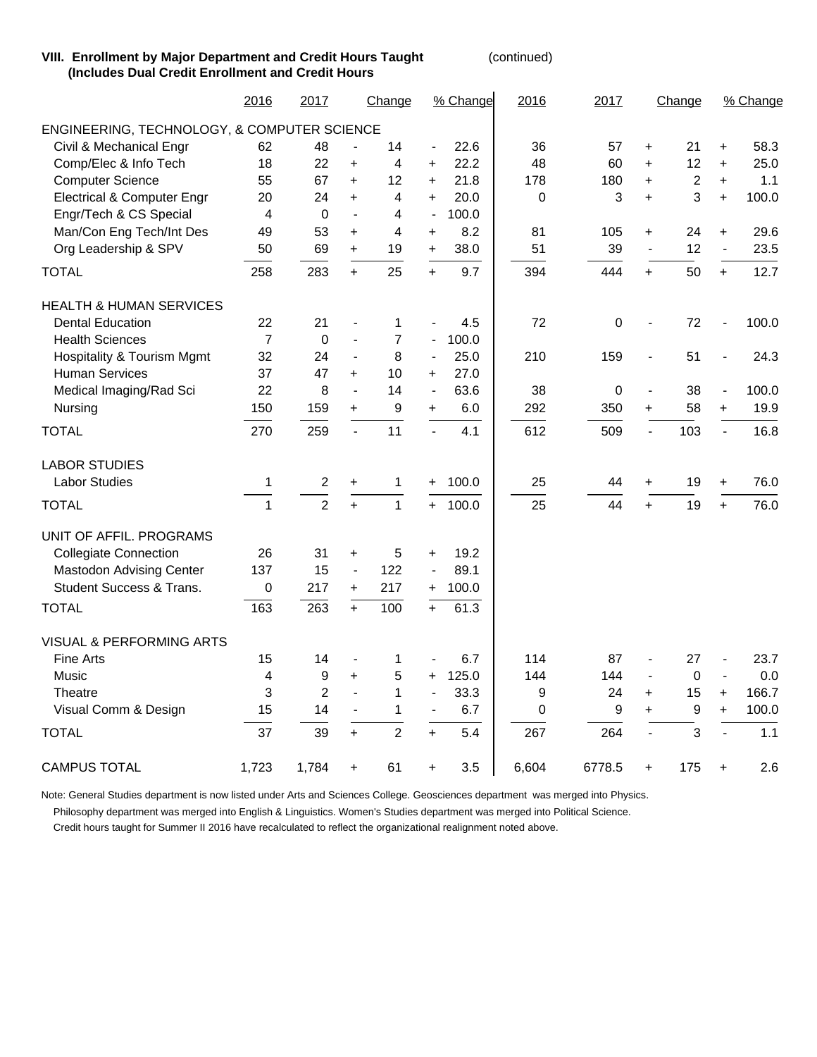**VIII. Enrollment by Major Department and Credit Hours Taught** (continued)
**(Includes Dual Credit Enrollment and Credit Hours**

| | 2016 | 2017 | | Change | | % Change | 2016 | 2017 | | Change | | % Change |
|---|---|---|---|---|---|---|---|---|---|---|---|---|
| ENGINEERING, TECHNOLOGY, & COMPUTER SCIENCE | | | | | | | | | | | | |
| Civil & Mechanical Engr | 62 | 48 | - | 14 | - | 22.6 | 36 | 57 | + | 21 | + | 58.3 |
| Comp/Elec & Info Tech | 18 | 22 | + | 4 | + | 22.2 | 48 | 60 | + | 12 | + | 25.0 |
| Computer Science | 55 | 67 | + | 12 | + | 21.8 | 178 | 180 | + | 2 | + | 1.1 |
| Electrical & Computer Engr | 20 | 24 | + | 4 | + | 20.0 | 0 | 3 | + | 3 | + | 100.0 |
| Engr/Tech & CS Special | 4 | 0 | - | 4 | - | 100.0 | | | | | | |
| Man/Con Eng Tech/Int Des | 49 | 53 | + | 4 | + | 8.2 | 81 | 105 | + | 24 | + | 29.6 |
| Org Leadership & SPV | 50 | 69 | + | 19 | + | 38.0 | 51 | 39 | - | 12 | - | 23.5 |
| TOTAL | 258 | 283 | + | 25 | + | 9.7 | 394 | 444 | + | 50 | + | 12.7 |
| HEALTH & HUMAN SERVICES | | | | | | | | | | | | |
| Dental Education | 22 | 21 | - | 1 | - | 4.5 | 72 | 0 | - | 72 | - | 100.0 |
| Health Sciences | 7 | 0 | - | 7 | - | 100.0 | | | | | | |
| Hospitality & Tourism Mgmt | 32 | 24 | - | 8 | - | 25.0 | 210 | 159 | - | 51 | - | 24.3 |
| Human Services | 37 | 47 | + | 10 | + | 27.0 | | | | | | |
| Medical Imaging/Rad Sci | 22 | 8 | - | 14 | - | 63.6 | 38 | 0 | - | 38 | - | 100.0 |
| Nursing | 150 | 159 | + | 9 | + | 6.0 | 292 | 350 | + | 58 | + | 19.9 |
| TOTAL | 270 | 259 | - | 11 | - | 4.1 | 612 | 509 | - | 103 | - | 16.8 |
| LABOR STUDIES | | | | | | | | | | | | |
| Labor Studies | 1 | 2 | + | 1 | + | 100.0 | 25 | 44 | + | 19 | + | 76.0 |
| TOTAL | 1 | 2 | + | 1 | + | 100.0 | 25 | 44 | + | 19 | + | 76.0 |
| UNIT OF AFFIL. PROGRAMS | | | | | | | | | | | | |
| Collegiate Connection | 26 | 31 | + | 5 | + | 19.2 | | | | | | |
| Mastodon Advising Center | 137 | 15 | - | 122 | - | 89.1 | | | | | | |
| Student Success & Trans. | 0 | 217 | + | 217 | + | 100.0 | | | | | | |
| TOTAL | 163 | 263 | + | 100 | + | 61.3 | | | | | | |
| VISUAL & PERFORMING ARTS | | | | | | | | | | | | |
| Fine Arts | 15 | 14 | - | 1 | - | 6.7 | 114 | 87 | - | 27 | - | 23.7 |
| Music | 4 | 9 | + | 5 | + | 125.0 | 144 | 144 | - | 0 | - | 0.0 |
| Theatre | 3 | 2 | - | 1 | - | 33.3 | 9 | 24 | + | 15 | + | 166.7 |
| Visual Comm & Design | 15 | 14 | - | 1 | - | 6.7 | 0 | 9 | + | 9 | + | 100.0 |
| TOTAL | 37 | 39 | + | 2 | + | 5.4 | 267 | 264 | - | 3 | - | 1.1 |
| CAMPUS TOTAL | 1,723 | 1,784 | + | 61 | + | 3.5 | 6,604 | 6778.5 | + | 175 | + | 2.6 |

Note: General Studies department is now listed under Arts and Sciences College. Geosciences department was merged into Physics.
Philosophy department was merged into English & Linguistics. Women's Studies department was merged into Political Science.
Credit hours taught for Summer II 2016 have recalculated to reflect the organizational realignment noted above.